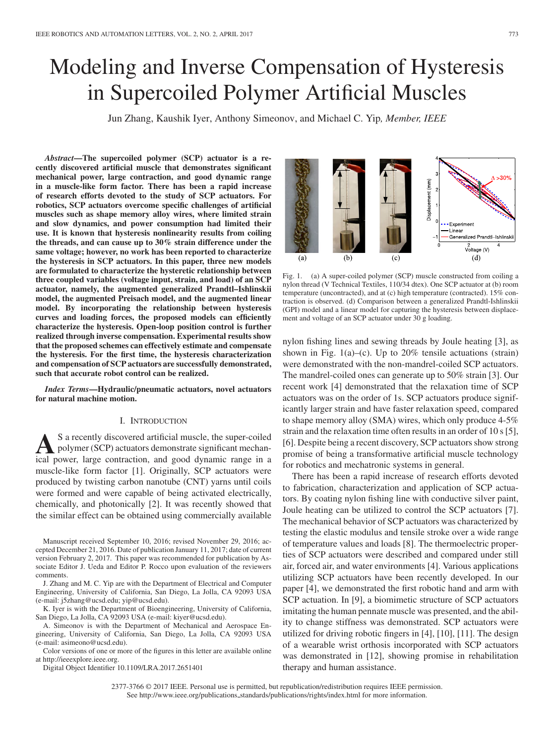# Modeling and Inverse Compensation of Hysteresis in Supercoiled Polymer Artificial Muscles

Jun Zhang, Kaushik Iyer, Anthony Simeonov, and Michael C. Yip, *Member, IEEE*

***Abstract*—The supercoiled polymer (SCP) actuator is a recently discovered artificial muscle that demonstrates significant mechanical power, large contraction, and good dynamic range in a muscle-like form factor. There has been a rapid increase of research efforts devoted to the study of SCP actuators. For robotics, SCP actuators overcome specific challenges of artificial muscles such as shape memory alloy wires, where limited strain and slow dynamics, and power consumption had limited their use. It is known that hysteresis nonlinearity results from coiling the threads, and can cause up to 30% strain difference under the same voltage; however, no work has been reported to characterize the hysteresis in SCP actuators. In this paper, three new models are formulated to characterize the hysteretic relationship between three coupled variables (voltage input, strain, and load) of an SCP actuator, namely, the augmented generalized Prandtl–Ishlinskii model, the augmented Preisach model, and the augmented linear model. By incorporating the relationship between hysteresis curves and loading forces, the proposed models can efficiently characterize the hysteresis. Open-loop position control is further realized through inverse compensation. Experimental results show that the proposed schemes can effectively estimate and compensate the hysteresis. For the first time, the hysteresis characterization and compensation of SCP actuators are successfully demonstrated, such that accurate robot control can be realized.**

***Index Terms*—Hydraulic/pneumatic actuators, novel actuators for natural machine motion.**

## I. Introduction

As a recently discovered artificial muscle, the super-coiled polymer (SCP) actuators demonstrate significant mechanical power, large contraction, and good dynamic range in a muscle-like form factor [1]. Originally, SCP actuators were produced by twisting carbon nanotube (CNT) yarns until coils were formed and were capable of being activated electrically, chemically, and photonically [2]. It was recently showed that the similar effect can be obtained using commercially available nylon fishing lines and sewing threads by Joule heating [3], as shown in Fig. 1(a)–(c). Up to 20% tensile actuations (strain) were demonstrated with the non-mandrel-coiled SCP actuators. The mandrel-coiled ones can generate up to 50% strain [3]. Our recent work [4] demonstrated that the relaxation time of SCP actuators was on the order of 1s. SCP actuators produce significantly larger strain and have faster relaxation speed, compared to shape memory alloy (SMA) wires, which only produce 4-5% strain and the relaxation time often results in an order of 10 s [5], [6]. Despite being a recent discovery, SCP actuators show strong promise of being a transformative artificial muscle technology for robotics and mechatronic systems in general.

Fig. 1. (a) A super-coiled polymer (SCP) muscle constructed from coiling a nylon thread (V Technical Textiles, 110/34 dtex). One SCP actuator at (b) room temperature (uncontracted), and at (c) high temperature (contracted). 15% contraction is observed. (d) Comparison between a generalized Prandtl-Ishlinskii (GPI) model and a linear model for capturing the hysteresis between displacement and voltage of an SCP actuator under 30 g loading.

There has been a rapid increase of research efforts devoted to fabrication, characterization and application of SCP actuators. By coating nylon fishing line with conductive silver paint, Joule heating can be utilized to control the SCP actuators [7]. The mechanical behavior of SCP actuators was characterized by testing the elastic modulus and tensile stroke over a wide range of temperature values and loads [8]. The thermoelectric properties of SCP actuators were described and compared under still air, forced air, and water environments [4]. Various applications utilizing SCP actuators have been recently developed. In our paper [4], we demonstrated the first robotic hand and arm with SCP actuation. In [9], a biomimetic structure of SCP actuators imitating the human pennate muscle was presented, and the ability to change stiffness was demonstrated. SCP actuators were utilized for driving robotic fingers in [4], [10], [11]. The design of a wearable wrist orthosis incorporated with SCP actuators was demonstrated in [12], showing promise in rehabilitation therapy and human assistance.

Manuscript received September 10, 2016; revised November 29, 2016; accepted December 21, 2016. Date of publication January 11, 2017; date of current version February 2, 2017. This paper was recommended for publication by Associate Editor J. Ueda and Editor P. Rocco upon evaluation of the reviewers comments.

J. Zhang and M. C. Yip are with the Department of Electrical and Computer Engineering, University of California, San Diego, La Jolla, CA 92093 USA (e-mail: j5zhang@ucsd.edu; yip@ucsd.edu).

K. Iyer is with the Department of Bioengineering, University of California, San Diego, La Jolla, CA 92093 USA (e-mail: kiyer@ucsd.edu).

A. Simeonov is with the Department of Mechanical and Aerospace Engineering, University of California, San Diego, La Jolla, CA 92093 USA (e-mail: asimeono@ucsd.edu).

Color versions of one or more of the figures in this letter are available online at http://ieeexplore.ieee.org.

Digital Object Identifier 10.1109/LRA.2017.2651401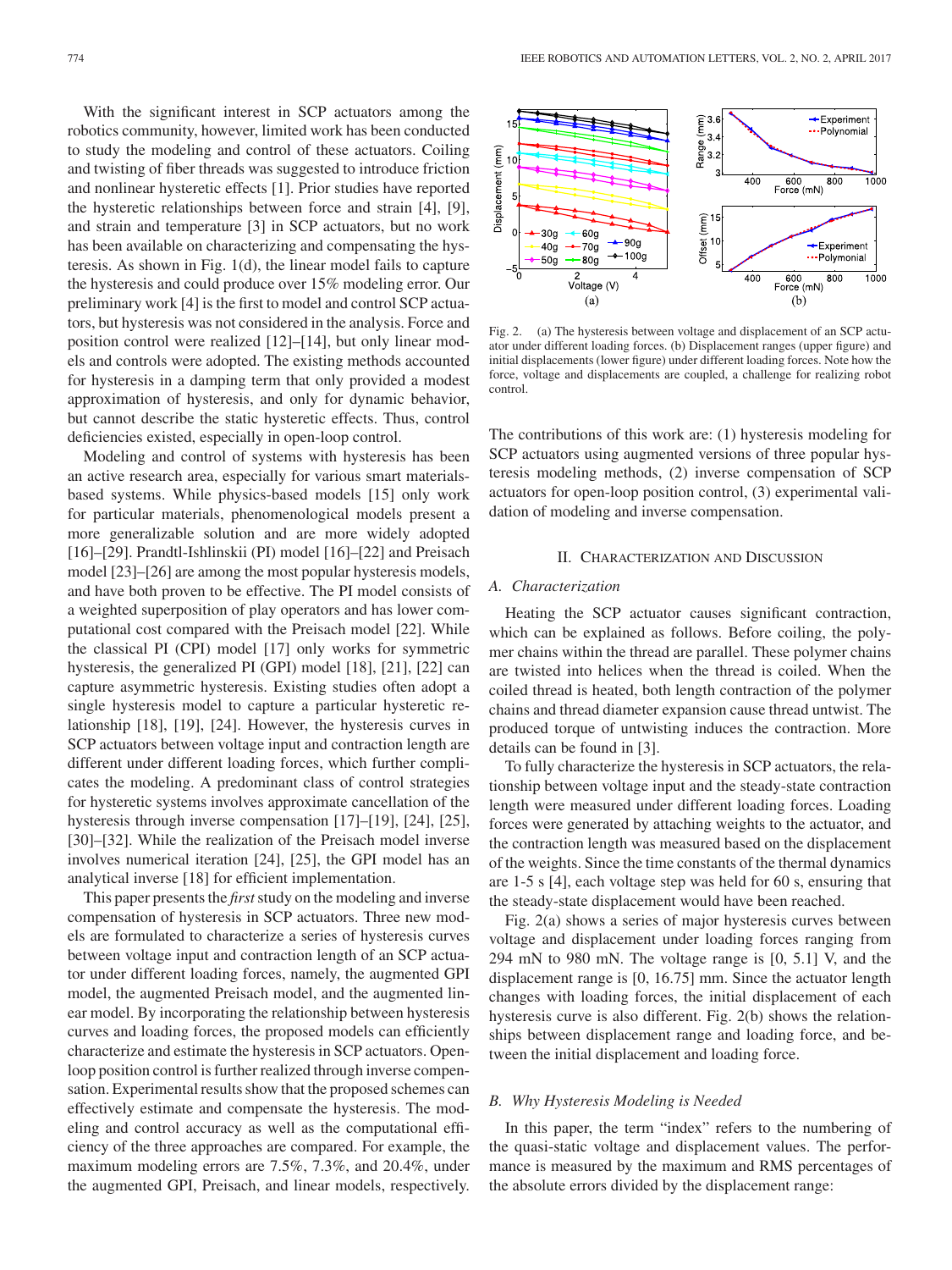With the significant interest in SCP actuators among the robotics community, however, limited work has been conducted to study the modeling and control of these actuators. Coiling and twisting of fiber threads was suggested to introduce friction and nonlinear hysteretic effects [1]. Prior studies have reported the hysteretic relationships between force and strain [4], [9], and strain and temperature [3] in SCP actuators, but no work has been available on characterizing and compensating the hysteresis. As shown in Fig. 1(d), the linear model fails to capture the hysteresis and could produce over 15% modeling error. Our preliminary work [4] is the first to model and control SCP actuators, but hysteresis was not considered in the analysis. Force and position control were realized [12]–[14], but only linear models and controls were adopted. The existing methods accounted for hysteresis in a damping term that only provided a modest approximation of hysteresis, and only for dynamic behavior, but cannot describe the static hysteretic effects. Thus, control deficiencies existed, especially in open-loop control.

Modeling and control of systems with hysteresis has been an active research area, especially for various smart materials-based systems. While physics-based models [15] only work for particular materials, phenomenological models present a more generalizable solution and are more widely adopted [16]–[29]. Prandtl-Ishlinskii (PI) model [16]–[22] and Preisach model [23]–[26] are among the most popular hysteresis models, and have both proven to be effective. The PI model consists of a weighted superposition of play operators and has lower computational cost compared with the Preisach model [22]. While the classical PI (CPI) model [17] only works for symmetric hysteresis, the generalized PI (GPI) model [18], [21], [22] can capture asymmetric hysteresis. Existing studies often adopt a single hysteresis model to capture a particular hysteretic relationship [18], [19], [24]. However, the hysteresis curves in SCP actuators between voltage input and contraction length are different under different loading forces, which further complicates the modeling. A predominant class of control strategies for hysteretic systems involves approximate cancellation of the hysteresis through inverse compensation [17]–[19], [24], [25], [30]–[32]. While the realization of the Preisach model inverse involves numerical iteration [24], [25], the GPI model has an analytical inverse [18] for efficient implementation.

This paper presents the *first* study on the modeling and inverse compensation of hysteresis in SCP actuators. Three new models are formulated to characterize a series of hysteresis curves between voltage input and contraction length of an SCP actuator under different loading forces, namely, the augmented GPI model, the augmented Preisach model, and the augmented linear model. By incorporating the relationship between hysteresis curves and loading forces, the proposed models can efficiently characterize and estimate the hysteresis in SCP actuators. Open-loop position control is further realized through inverse compensation. Experimental results show that the proposed schemes can effectively estimate and compensate the hysteresis. The modeling and control accuracy as well as the computational efficiency of the three approaches are compared. For example, the maximum modeling errors are 7.5%, 7.3%, and 20.4%, under the augmented GPI, Preisach, and linear models, respectively.

Fig. 2. (a) The hysteresis between voltage and displacement of an SCP actuator under different loading forces. (b) Displacement ranges (upper figure) and initial displacements (lower figure) under different loading forces. Note how the force, voltage and displacements are coupled, a challenge for realizing robot control.

The contributions of this work are: (1) hysteresis modeling for SCP actuators using augmented versions of three popular hysteresis modeling methods, (2) inverse compensation of SCP actuators for open-loop position control, (3) experimental validation of modeling and inverse compensation.

## II. Characterization and Discussion

### A. Characterization

Heating the SCP actuator causes significant contraction, which can be explained as follows. Before coiling, the polymer chains within the thread are parallel. These polymer chains are twisted into helices when the thread is coiled. When the coiled thread is heated, both length contraction of the polymer chains and thread diameter expansion cause thread untwist. The produced torque of untwisting induces the contraction. More details can be found in [3].

To fully characterize the hysteresis in SCP actuators, the relationship between voltage input and the steady-state contraction length were measured under different loading forces. Loading forces were generated by attaching weights to the actuator, and the contraction length was measured based on the displacement of the weights. Since the time constants of the thermal dynamics are 1-5 s [4], each voltage step was held for 60 s, ensuring that the steady-state displacement would have been reached.

Fig. 2(a) shows a series of major hysteresis curves between voltage and displacement under loading forces ranging from 294 mN to 980 mN. The voltage range is [0, 5.1] V, and the displacement range is [0, 16.75] mm. Since the actuator length changes with loading forces, the initial displacement of each hysteresis curve is also different. Fig. 2(b) shows the relationships between displacement range and loading force, and between the initial displacement and loading force.

### B. Why Hysteresis Modeling is Needed

In this paper, the term "index" refers to the numbering of the quasi-static voltage and displacement values. The performance is measured by the maximum and RMS percentages of the absolute errors divided by the displacement range: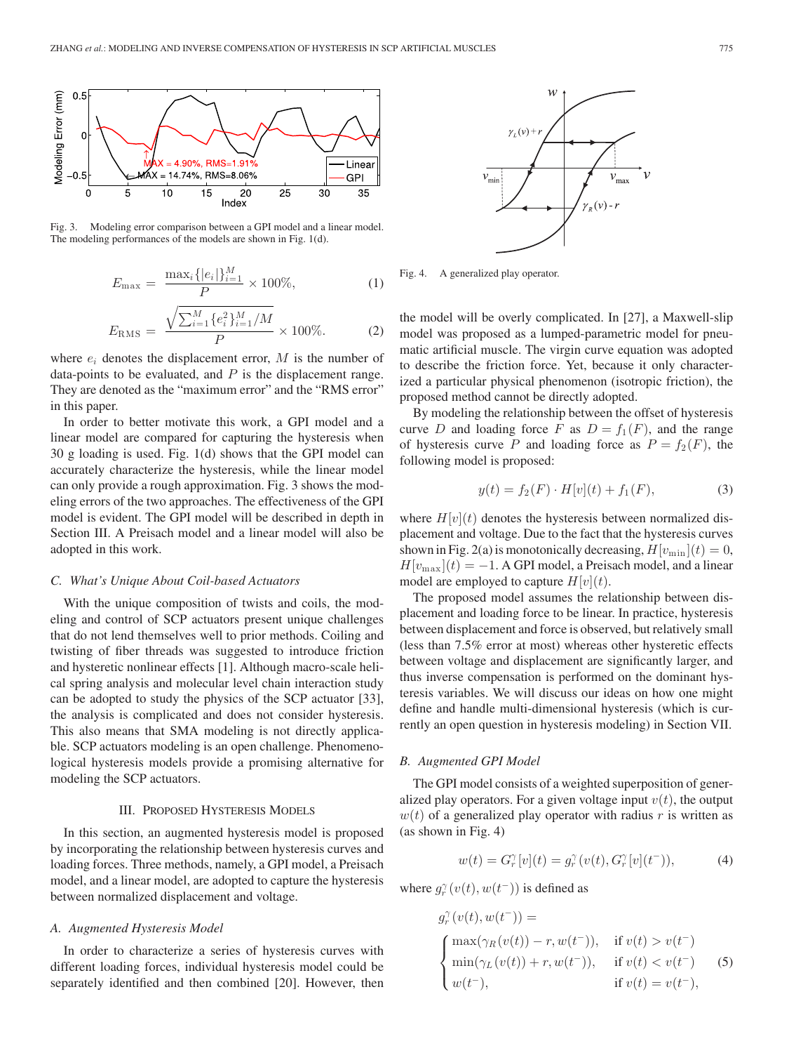Fig. 3. Modeling error comparison between a GPI model and a linear model. The modeling performances of the models are shown in Fig. 1(d).

$$E_{\max} = \frac{\max_i \{|e_i|\}_{i=1}^{M}}{P} \times 100\%, \tag{1}$$

$$E_{\mathrm{RMS}} = \frac{\sqrt{\sum_{i=1}^{M} \{e_i^2\}_{i=1}^{M} / M}}{P} \times 100\%. \tag{2}$$

where $e_i$ denotes the displacement error, $M$ is the number of data-points to be evaluated, and $P$ is the displacement range. They are denoted as the "maximum error" and the "RMS error" in this paper.

In order to better motivate this work, a GPI model and a linear model are compared for capturing the hysteresis when 30 g loading is used. Fig. 1(d) shows that the GPI model can accurately characterize the hysteresis, while the linear model can only provide a rough approximation. Fig. 3 shows the modeling errors of the two approaches. The effectiveness of the GPI model is evident. The GPI model will be described in depth in Section III. A Preisach model and a linear model will also be adopted in this work.

### C. What's Unique About Coil-based Actuators

With the unique composition of twists and coils, the modeling and control of SCP actuators present unique challenges that do not lend themselves well to prior methods. Coiling and twisting of fiber threads was suggested to introduce friction and hysteretic nonlinear effects [1]. Although macro-scale helical spring analysis and molecular level chain interaction study can be adopted to study the physics of the SCP actuator [33], the analysis is complicated and does not consider hysteresis. This also means that SMA modeling is not directly applicable. SCP actuators modeling is an open challenge. Phenomenological hysteresis models provide a promising alternative for modeling the SCP actuators.

## III. Proposed Hysteresis Models

In this section, an augmented hysteresis model is proposed by incorporating the relationship between hysteresis curves and loading forces. Three methods, namely, a GPI model, a Preisach model, and a linear model, are adopted to capture the hysteresis between normalized displacement and voltage.

### A. Augmented Hysteresis Model

In order to characterize a series of hysteresis curves with different loading forces, individual hysteresis model could be separately identified and then combined [20]. However, then the model will be overly complicated. In [27], a Maxwell-slip model was proposed as a lumped-parametric model for pneumatic artificial muscle. The virgin curve equation was adopted to describe the friction force. Yet, because it only characterized a particular physical phenomenon (isotropic friction), the proposed method cannot be directly adopted.

Fig. 4. A generalized play operator.

By modeling the relationship between the offset of hysteresis curve $D$ and loading force $F$ as $D = f_1(F)$, and the range of hysteresis curve $P$ and loading force as $P = f_2(F)$, the following model is proposed:

$$y(t) = f_2(F) \cdot H[v](t) + f_1(F), \tag{3}$$

where $H[v](t)$ denotes the hysteresis between normalized displacement and voltage. Due to the fact that the hysteresis curves shown in Fig. 2(a) is monotonically decreasing, $H[v_{\min}](t) = 0$, $H[v_{\max}](t) = -1$. A GPI model, a Preisach model, and a linear model are employed to capture $H[v](t)$.

The proposed model assumes the relationship between displacement and loading force to be linear. In practice, hysteresis between displacement and force is observed, but relatively small (less than 7.5% error at most) whereas other hysteretic effects between voltage and displacement are significantly larger, and thus inverse compensation is performed on the dominant hysteresis variables. We will discuss our ideas on how one might define and handle multi-dimensional hysteresis (which is currently an open question in hysteresis modeling) in Section VII.

### B. Augmented GPI Model

The GPI model consists of a weighted superposition of generalized play operators. For a given voltage input $v(t)$, the output $w(t)$ of a generalized play operator with radius $r$ is written as (as shown in Fig. 4)

$$w(t) = G_r^{\gamma}[v](t) = g_r^{\gamma}(v(t), G_r^{\gamma}[v](t^-)), \tag{4}$$

where $g_r^{\gamma}(v(t), w(t^-))$ is defined as

$$g_r^{\gamma}(v(t), w(t^-)) = \begin{cases} \max(\gamma_R(v(t)) - r, w(t^-)), & \text{if } v(t) > v(t^-) \\ \min(\gamma_L(v(t)) + r, w(t^-)), & \text{if } v(t) < v(t^-) \\ w(t^-), & \text{if } v(t) = v(t^-), \end{cases} \tag{5}$$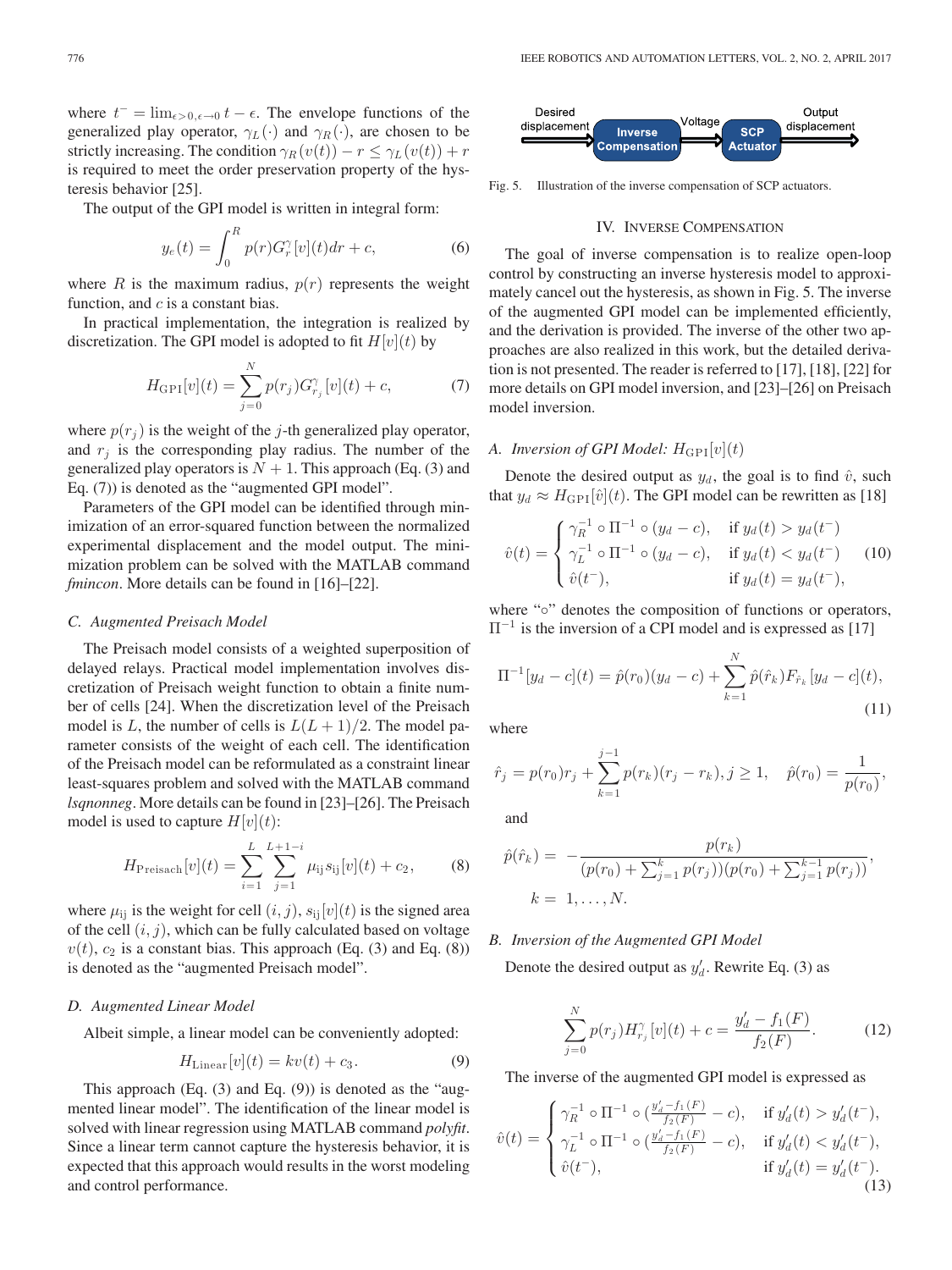where $t^- = \lim_{\epsilon>0,\epsilon\to 0} t - \epsilon$. The envelope functions of the generalized play operator, $\gamma_L(\cdot)$ and $\gamma_R(\cdot)$, are chosen to be strictly increasing. The condition $\gamma_R(v(t)) - r \le \gamma_L(v(t)) + r$ is required to meet the order preservation property of the hysteresis behavior [25].

The output of the GPI model is written in integral form:

$$y_e(t) = \int_0^R p(r) G_r^{\gamma}[v](t) dr + c, \tag{6}$$

where $R$ is the maximum radius, $p(r)$ represents the weight function, and $c$ is a constant bias.

In practical implementation, the integration is realized by discretization. The GPI model is adopted to fit $H[v](t)$ by

$$H_{\text{GPI}}[v](t) = \sum_{j=0}^{N} p(r_j) G_{r_j}^{\gamma}[v](t) + c, \tag{7}$$

where $p(r_j)$ is the weight of the $j$-th generalized play operator, and $r_j$ is the corresponding play radius. The number of the generalized play operators is $N+1$. This approach (Eq. (3) and Eq. (7)) is denoted as the "augmented GPI model".

Parameters of the GPI model can be identified through minimization of an error-squared function between the normalized experimental displacement and the model output. The minimization problem can be solved with the MATLAB command *fmincon*. More details can be found in [16]–[22].

### C. Augmented Preisach Model

The Preisach model consists of a weighted superposition of delayed relays. Practical model implementation involves discretization of Preisach weight function to obtain a finite number of cells [24]. When the discretization level of the Preisach model is $L$, the number of cells is $L(L+1)/2$. The model parameter consists of the weight of each cell. The identification of the Preisach model can be reformulated as a constraint linear least-squares problem and solved with the MATLAB command *lsqnonneg*. More details can be found in [23]–[26]. The Preisach model is used to capture $H[v](t)$:

$$H_{\text{Preisach}}[v](t) = \sum_{i=1}^{L} \sum_{j=1}^{L+1-i} \mu_{\text{ij}} s_{\text{ij}}[v](t) + c_2, \tag{8}$$

where $\mu_{\text{ij}}$ is the weight for cell $(i,j)$, $s_{\text{ij}}[v](t)$ is the signed area of the cell $(i,j)$, which can be fully calculated based on voltage $v(t)$, $c_2$ is a constant bias. This approach (Eq. (3) and Eq. (8)) is denoted as the "augmented Preisach model".

### D. Augmented Linear Model

Albeit simple, a linear model can be conveniently adopted:

$$H_{\text{Linear}}[v](t) = kv(t) + c_3. \tag{9}$$

This approach (Eq. (3) and Eq. (9)) is denoted as the "augmented linear model". The identification of the linear model is solved with linear regression using MATLAB command *polyfit*. Since a linear term cannot capture the hysteresis behavior, it is expected that this approach would results in the worst modeling and control performance.

Desired displacement → Inverse Compensation → Voltage → SCP Actuator → Output displacement

Fig. 5. Illustration of the inverse compensation of SCP actuators.

## IV. Inverse Compensation

The goal of inverse compensation is to realize open-loop control by constructing an inverse hysteresis model to approximately cancel out the hysteresis, as shown in Fig. 5. The inverse of the augmented GPI model can be implemented efficiently, and the derivation is provided. The inverse of the other two approaches are also realized in this work, but the detailed derivation is not presented. The reader is referred to [17], [18], [22] for more details on GPI model inversion, and [23]–[26] on Preisach model inversion.

### A. Inversion of GPI Model: $H_{\text{GPI}}[v](t)$

Denote the desired output as $y_d$, the goal is to find $\hat{v}$, such that $y_d \approx H_{\text{GPI}}[\hat{v}](t)$. The GPI model can be rewritten as [18]

$$\hat{v}(t) = \begin{cases} \gamma_R^{-1} \circ \Pi^{-1} \circ (y_d - c), & \text{if } y_d(t) > y_d(t^-) \\ \gamma_L^{-1} \circ \Pi^{-1} \circ (y_d - c), & \text{if } y_d(t) < y_d(t^-) \\ \hat{v}(t^-), & \text{if } y_d(t) = y_d(t^-), \end{cases} \tag{10}$$

where "$\circ$" denotes the composition of functions or operators, $\Pi^{-1}$ is the inversion of a CPI model and is expressed as [17]

$$\Pi^{-1}[y_d - c](t) = \hat{p}(r_0)(y_d - c) + \sum_{k=1}^{N} \hat{p}(\hat{r}_k) F_{\hat{r}_k}[y_d - c](t), \tag{11}$$

where

$$\hat{r}_j = p(r_0) r_j + \sum_{k=1}^{j-1} p(r_k)(r_j - r_k), j \ge 1, \quad \hat{p}(r_0) = \frac{1}{p(r_0)},$$

and

$$\hat{p}(\hat{r}_k) = -\frac{p(r_k)}{(p(r_0) + \sum_{j=1}^{k} p(r_j))(p(r_0) + \sum_{j=1}^{k-1} p(r_j))},$$
$$k = 1, \ldots, N.$$

### B. Inversion of the Augmented GPI Model

Denote the desired output as $y_d'$. Rewrite Eq. (3) as

$$\sum_{j=0}^{N} p(r_j) H_{r_j}^{\gamma}[v](t) + c = \frac{y_d' - f_1(F)}{f_2(F)}. \tag{12}$$

The inverse of the augmented GPI model is expressed as

$$\hat{v}(t) = \begin{cases} \gamma_R^{-1} \circ \Pi^{-1} \circ (\frac{y_d' - f_1(F)}{f_2(F)} - c), & \text{if } y_d'(t) > y_d'(t^-), \\ \gamma_L^{-1} \circ \Pi^{-1} \circ (\frac{y_d' - f_1(F)}{f_2(F)} - c), & \text{if } y_d'(t) < y_d'(t^-), \\ \hat{v}(t^-), & \text{if } y_d'(t) = y_d'(t^-). \end{cases} \tag{13}$$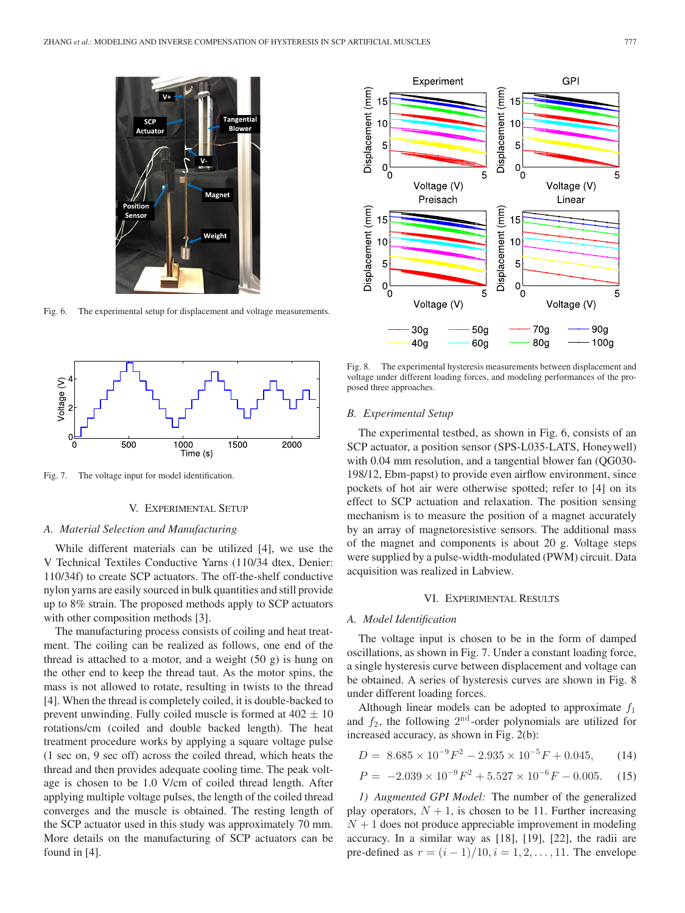Fig. 6. The experimental setup for displacement and voltage measurements.

Fig. 7. The voltage input for model identification.

## V. Experimental Setup

### A. Material Selection and Manufacturing

While different materials can be utilized [4], we use the V Technical Textiles Conductive Yarns (110/34 dtex, Denier: 110/34f) to create SCP actuators. The off-the-shelf conductive nylon yarns are easily sourced in bulk quantities and still provide up to 8% strain. The proposed methods apply to SCP actuators with other composition methods [3].

The manufacturing process consists of coiling and heat treatment. The coiling can be realized as follows, one end of the thread is attached to a motor, and a weight (50 g) is hung on the other end to keep the thread taut. As the motor spins, the mass is not allowed to rotate, resulting in twists to the thread [4]. When the thread is completely coiled, it is double-backed to prevent unwinding. Fully coiled muscle is formed at 402 ± 10 rotations/cm (coiled and double backed length). The heat treatment procedure works by applying a square voltage pulse (1 sec on, 9 sec off) across the coiled thread, which heats the thread and then provides adequate cooling time. The peak voltage is chosen to be 1.0 V/cm of coiled thread length. After applying multiple voltage pulses, the length of the coiled thread converges and the muscle is obtained. The resting length of the SCP actuator used in this study was approximately 70 mm. More details on the manufacturing of SCP actuators can be found in [4].

Fig. 8. The experimental hysteresis measurements between displacement and voltage under different loading forces, and modeling performances of the proposed three approaches.

### B. Experimental Setup

The experimental testbed, as shown in Fig. 6, consists of an SCP actuator, a position sensor (SPS-L035-LATS, Honeywell) with 0.04 mm resolution, and a tangential blower fan (QG030-198/12, Ebm-papst) to provide even airflow environment, since pockets of hot air were otherwise spotted; refer to [4] on its effect to SCP actuation and relaxation. The position sensing mechanism is to measure the position of a magnet accurately by an array of magnetoresistive sensors. The additional mass of the magnet and components is about 20 g. Voltage steps were supplied by a pulse-width-modulated (PWM) circuit. Data acquisition was realized in Labview.

## VI. Experimental Results

### A. Model Identification

The voltage input is chosen to be in the form of damped oscillations, as shown in Fig. 7. Under a constant loading force, a single hysteresis curve between displacement and voltage can be obtained. A series of hysteresis curves are shown in Fig. 8 under different loading forces.

Although linear models can be adopted to approximate $f_1$ and $f_2$, the following $2^{\text{nd}}$-order polynomials are utilized for increased accuracy, as shown in Fig. 2(b):

$$D = 8.685 \times 10^{-9} F^2 - 2.935 \times 10^{-5} F + 0.045, \quad (14)$$

$$P = -2.039 \times 10^{-9} F^2 + 5.527 \times 10^{-6} F - 0.005. \quad (15)$$

*1) Augmented GPI Model:* The number of the generalized play operators, $N + 1$, is chosen to be 11. Further increasing $N + 1$ does not produce appreciable improvement in modeling accuracy. In a similar way as [18], [19], [22], the radii are pre-defined as $r = (i - 1)/10, i = 1, 2, \ldots, 11$. The envelope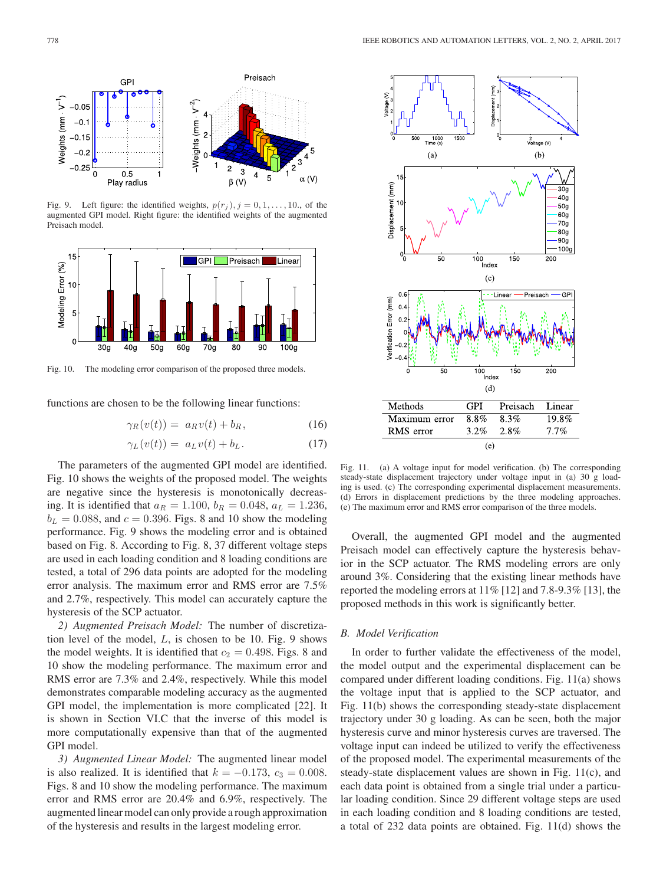Fig. 9. Left figure: the identified weights, $p(r_j), j = 0, 1, \ldots, 10.$, of the augmented GPI model. Right figure: the identified weights of the augmented Preisach model.

Fig. 10. The modeling error comparison of the proposed three models.

functions are chosen to be the following linear functions:

$$\gamma_R(v(t)) = a_R v(t) + b_R, \tag{16}$$

$$\gamma_L(v(t)) = a_L v(t) + b_L. \tag{17}$$

The parameters of the augmented GPI model are identified. Fig. 10 shows the weights of the proposed model. The weights are negative since the hysteresis is monotonically decreasing. It is identified that $a_R = 1.100$, $b_R = 0.048$, $a_L = 1.236$, $b_L = 0.088$, and $c = 0.396$. Figs. 8 and 10 show the modeling performance. Fig. 9 shows the modeling error and is obtained based on Fig. 8. According to Fig. 8, 37 different voltage steps are used in each loading condition and 8 loading conditions are tested, a total of 296 data points are adopted for the modeling error analysis. The maximum error and RMS error are 7.5% and 2.7%, respectively. This model can accurately capture the hysteresis of the SCP actuator.

*2) Augmented Preisach Model:* The number of discretization level of the model, $L$, is chosen to be 10. Fig. 9 shows the model weights. It is identified that $c_2 = 0.498$. Figs. 8 and 10 show the modeling performance. The maximum error and RMS error are 7.3% and 2.4%, respectively. While this model demonstrates comparable modeling accuracy as the augmented GPI model, the implementation is more complicated [22]. It is shown in Section VI.C that the inverse of this model is more computationally expensive than that of the augmented GPI model.

*3) Augmented Linear Model:* The augmented linear model is also realized. It is identified that $k = -0.173$, $c_3 = 0.008$. Figs. 8 and 10 show the modeling performance. The maximum error and RMS error are 20.4% and 6.9%, respectively. The augmented linear model can only provide a rough approximation of the hysteresis and results in the largest modeling error.

| Methods | GPI | Preisach | Linear |
|---|---|---|---|
| Maximum error | 8.8% | 8.3% | 19.8% |
| RMS error | 3.2% | 2.8% | 7.7% |

Fig. 11. (a) A voltage input for model verification. (b) The corresponding steady-state displacement trajectory under voltage input in (a) 30 g loading is used. (c) The corresponding experimental displacement measurements. (d) Errors in displacement predictions by the three modeling approaches. (e) The maximum error and RMS error comparison of the three models.

Overall, the augmented GPI model and the augmented Preisach model can effectively capture the hysteresis behavior in the SCP actuator. The RMS modeling errors are only around 3%. Considering that the existing linear methods have reported the modeling errors at 11% [12] and 7.8-9.3% [13], the proposed methods in this work is significantly better.

## B. Model Verification

In order to further validate the effectiveness of the model, the model output and the experimental displacement can be compared under different loading conditions. Fig. 11(a) shows the voltage input that is applied to the SCP actuator, and Fig. 11(b) shows the corresponding steady-state displacement trajectory under 30 g loading. As can be seen, both the major hysteresis curve and minor hysteresis curves are traversed. The voltage input can indeed be utilized to verify the effectiveness of the proposed model. The experimental measurements of the steady-state displacement values are shown in Fig. 11(c), and each data point is obtained from a single trial under a particular loading condition. Since 29 different voltage steps are used in each loading condition and 8 loading conditions are tested, a total of 232 data points are obtained. Fig. 11(d) shows the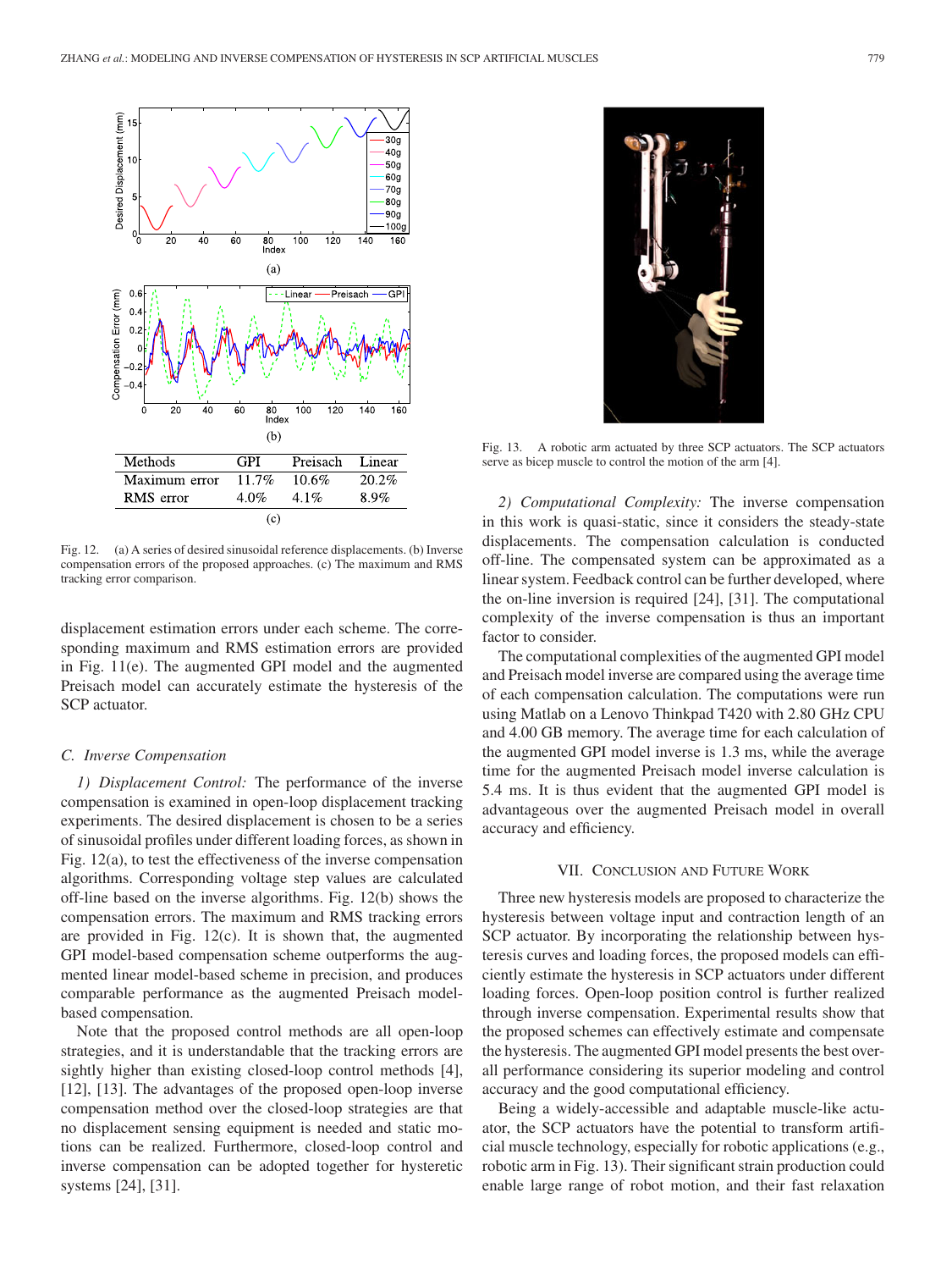| Methods | GPI | Preisach | Linear |
|---|---|---|---|
| Maximum error | 11.7% | 10.6% | 20.2% |
| RMS error | 4.0% | 4.1% | 8.9% |

Fig. 12. (a) A series of desired sinusoidal reference displacements. (b) Inverse compensation errors of the proposed approaches. (c) The maximum and RMS tracking error comparison.

displacement estimation errors under each scheme. The corresponding maximum and RMS estimation errors are provided in Fig. 11(e). The augmented GPI model and the augmented Preisach model can accurately estimate the hysteresis of the SCP actuator.

### C. Inverse Compensation

*1) Displacement Control:* The performance of the inverse compensation is examined in open-loop displacement tracking experiments. The desired displacement is chosen to be a series of sinusoidal profiles under different loading forces, as shown in Fig. 12(a), to test the effectiveness of the inverse compensation algorithms. Corresponding voltage step values are calculated off-line based on the inverse algorithms. Fig. 12(b) shows the compensation errors. The maximum and RMS tracking errors are provided in Fig. 12(c). It is shown that, the augmented GPI model-based compensation scheme outperforms the augmented linear model-based scheme in precision, and produces comparable performance as the augmented Preisach model-based compensation.

Note that the proposed control methods are all open-loop strategies, and it is understandable that the tracking errors are sightly higher than existing closed-loop control methods [4], [12], [13]. The advantages of the proposed open-loop inverse compensation method over the closed-loop strategies are that no displacement sensing equipment is needed and static motions can be realized. Furthermore, closed-loop control and inverse compensation can be adopted together for hysteretic systems [24], [31].

Fig. 13. A robotic arm actuated by three SCP actuators. The SCP actuators serve as bicep muscle to control the motion of the arm [4].

*2) Computational Complexity:* The inverse compensation in this work is quasi-static, since it considers the steady-state displacements. The compensation calculation is conducted off-line. The compensated system can be approximated as a linear system. Feedback control can be further developed, where the on-line inversion is required [24], [31]. The computational complexity of the inverse compensation is thus an important factor to consider.

The computational complexities of the augmented GPI model and Preisach model inverse are compared using the average time of each compensation calculation. The computations were run using Matlab on a Lenovo Thinkpad T420 with 2.80 GHz CPU and 4.00 GB memory. The average time for each calculation of the augmented GPI model inverse is 1.3 ms, while the average time for the augmented Preisach model inverse calculation is 5.4 ms. It is thus evident that the augmented GPI model is advantageous over the augmented Preisach model in overall accuracy and efficiency.

## VII. Conclusion and Future Work

Three new hysteresis models are proposed to characterize the hysteresis between voltage input and contraction length of an SCP actuator. By incorporating the relationship between hysteresis curves and loading forces, the proposed models can efficiently estimate the hysteresis in SCP actuators under different loading forces. Open-loop position control is further realized through inverse compensation. Experimental results show that the proposed schemes can effectively estimate and compensate the hysteresis. The augmented GPI model presents the best overall performance considering its superior modeling and control accuracy and the good computational efficiency.

Being a widely-accessible and adaptable muscle-like actuator, the SCP actuators have the potential to transform artificial muscle technology, especially for robotic applications (e.g., robotic arm in Fig. 13). Their significant strain production could enable large range of robot motion, and their fast relaxation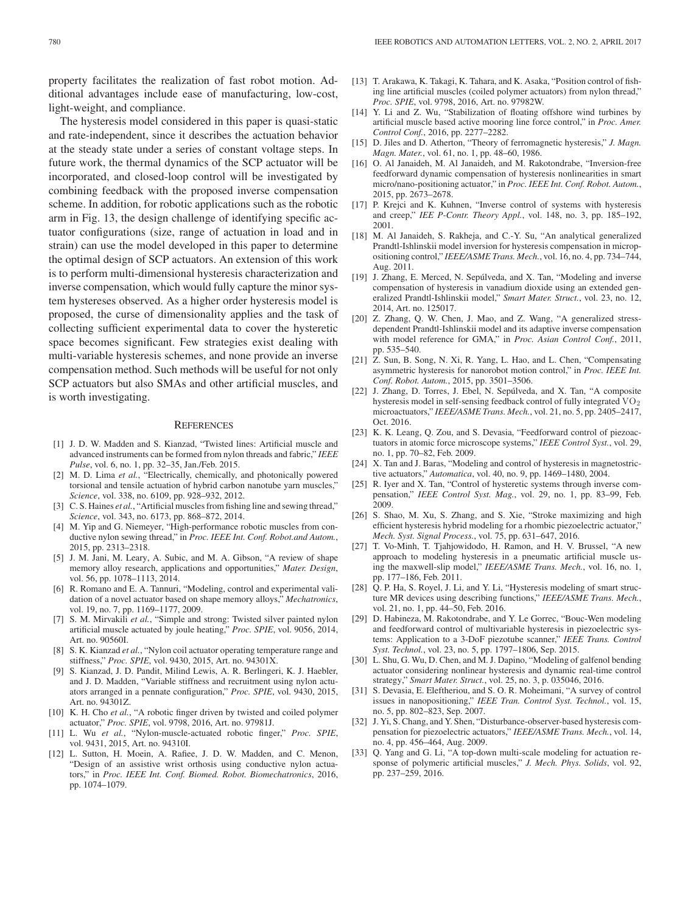property facilitates the realization of fast robot motion. Additional advantages include ease of manufacturing, low-cost, light-weight, and compliance.

The hysteresis model considered in this paper is quasi-static and rate-independent, since it describes the actuation behavior at the steady state under a series of constant voltage steps. In future work, the thermal dynamics of the SCP actuator will be incorporated, and closed-loop control will be investigated by combining feedback with the proposed inverse compensation scheme. In addition, for robotic applications such as the robotic arm in Fig. 13, the design challenge of identifying specific actuator configurations (size, range of actuation in load and in strain) can use the model developed in this paper to determine the optimal design of SCP actuators. An extension of this work is to perform multi-dimensional hysteresis characterization and inverse compensation, which would fully capture the minor system hystereses observed. As a higher order hysteresis model is proposed, the curse of dimensionality applies and the task of collecting sufficient experimental data to cover the hysteretic space becomes significant. Few strategies exist dealing with multi-variable hysteresis schemes, and none provide an inverse compensation method. Such methods will be useful for not only SCP actuators but also SMAs and other artificial muscles, and is worth investigating.

## References

[1] J. D. W. Madden and S. Kianzad, "Twisted lines: Artificial muscle and advanced instruments can be formed from nylon threads and fabric," *IEEE Pulse*, vol. 6, no. 1, pp. 32–35, Jan./Feb. 2015.

[2] M. D. Lima *et al.*, "Electrically, chemically, and photonically powered torsional and tensile actuation of hybrid carbon nanotube yarn muscles," *Science*, vol. 338, no. 6109, pp. 928–932, 2012.

[3] C. S. Haines *et al.*, "Artificial muscles from fishing line and sewing thread," *Science*, vol. 343, no. 6173, pp. 868–872, 2014.

[4] M. Yip and G. Niemeyer, "High-performance robotic muscles from conductive nylon sewing thread," in *Proc. IEEE Int. Conf. Robot.and Autom.*, 2015, pp. 2313–2318.

[5] J. M. Jani, M. Leary, A. Subic, and M. A. Gibson, "A review of shape memory alloy research, applications and opportunities," *Mater. Design*, vol. 56, pp. 1078–1113, 2014.

[6] R. Romano and E. A. Tannuri, "Modeling, control and experimental validation of a novel actuator based on shape memory alloys," *Mechatronics*, vol. 19, no. 7, pp. 1169–1177, 2009.

[7] S. M. Mirvakili *et al.*, "Simple and strong: Twisted silver painted nylon artificial muscle actuated by joule heating," *Proc. SPIE*, vol. 9056, 2014, Art. no. 90560I.

[8] S. K. Kianzad *et al.*, "Nylon coil actuator operating temperature range and stiffness," *Proc. SPIE*, vol. 9430, 2015, Art. no. 94301X.

[9] S. Kianzad, J. D. Pandit, Milind Lewis, A. R. Berlingeri, K. J. Haebler, and J. D. Madden, "Variable stiffness and recruitment using nylon actuators arranged in a pennate configuration," *Proc. SPIE*, vol. 9430, 2015, Art. no. 94301Z.

[10] K. H. Cho *et al.*, "A robotic finger driven by twisted and coiled polymer actuator," *Proc. SPIE*, vol. 9798, 2016, Art. no. 97981J.

[11] L. Wu *et al.*, "Nylon-muscle-actuated robotic finger," *Proc. SPIE*, vol. 9431, 2015, Art. no. 94310I.

[12] L. Sutton, H. Moein, A. Rafiee, J. D. W. Madden, and C. Menon, "Design of an assistive wrist orthosis using conductive nylon actuators," in *Proc. IEEE Int. Conf. Biomed. Robot. Biomechatronics*, 2016, pp. 1074–1079.

[13] T. Arakawa, K. Takagi, K. Tahara, and K. Asaka, "Position control of fishing line artificial muscles (coiled polymer actuators) from nylon thread," *Proc. SPIE*, vol. 9798, 2016, Art. no. 97982W.

[14] Y. Li and Z. Wu, "Stabilization of floating offshore wind turbines by artificial muscle based active mooring line force control," in *Proc. Amer. Control Conf.*, 2016, pp. 2277–2282.

[15] D. Jiles and D. Atherton, "Theory of ferromagnetic hysteresis," *J. Magn. Magn. Mater.*, vol. 61, no. 1, pp. 48–60, 1986.

[16] O. Al Janaideh, M. Al Janaideh, and M. Rakotondrabe, "Inversion-free feedforward dynamic compensation of hysteresis nonlinearities in smart micro/nano-positioning actuator," in *Proc. IEEE Int. Conf. Robot. Autom.*, 2015, pp. 2673–2678.

[17] P. Krejci and K. Kuhnen, "Inverse control of systems with hysteresis and creep," *IEE P-Contr. Theory Appl.*, vol. 148, no. 3, pp. 185–192, 2001.

[18] M. Al Janaideh, S. Rakheja, and C.-Y. Su, "An analytical generalized Prandtl-Ishlinskii model inversion for hysteresis compensation in micropositioning control," *IEEE/ASME Trans. Mech.*, vol. 16, no. 4, pp. 734–744, Aug. 2011.

[19] J. Zhang, E. Merced, N. Sepúlveda, and X. Tan, "Modeling and inverse compensation of hysteresis in vanadium dioxide using an extended generalized Prandtl-Ishlinskii model," *Smart Mater. Struct.*, vol. 23, no. 12, 2014, Art. no. 125017.

[20] Z. Zhang, Q. W. Chen, J. Mao, and Z. Wang, "A generalized stress-dependent Prandtl-Ishlinskii model and its adaptive inverse compensation with model reference for GMA," in *Proc. Asian Control Conf.*, 2011, pp. 535–540.

[21] Z. Sun, B. Song, N. Xi, R. Yang, L. Hao, and L. Chen, "Compensating asymmetric hysteresis for nanorobot motion control," in *Proc. IEEE Int. Conf. Robot. Autom.*, 2015, pp. 3501–3506.

[22] J. Zhang, D. Torres, J. Ebel, N. Sepúlveda, and X. Tan, "A composite hysteresis model in self-sensing feedback control of fully integrated $VO_2$ microactuators," *IEEE/ASME Trans. Mech.*, vol. 21, no. 5, pp. 2405–2417, Oct. 2016.

[23] K. K. Leang, Q. Zou, and S. Devasia, "Feedforward control of piezoactuators in atomic force microscope systems," *IEEE Control Syst.*, vol. 29, no. 1, pp. 70–82, Feb. 2009.

[24] X. Tan and J. Baras, "Modeling and control of hysteresis in magnetostrictive actuators," *Automatica*, vol. 40, no. 9, pp. 1469–1480, 2004.

[25] R. Iyer and X. Tan, "Control of hysteretic systems through inverse compensation," *IEEE Control Syst. Mag.*, vol. 29, no. 1, pp. 83–99, Feb. 2009.

[26] S. Shao, M. Xu, S. Zhang, and S. Xie, "Stroke maximizing and high efficient hysteresis hybrid modeling for a rhombic piezoelectric actuator," *Mech. Syst. Signal Process.*, vol. 75, pp. 631–647, 2016.

[27] T. Vo-Minh, T. Tjahjowidodo, H. Ramon, and H. V. Brussel, "A new approach to modeling hysteresis in a pneumatic artificial muscle using the maxwell-slip model," *IEEE/ASME Trans. Mech.*, vol. 16, no. 1, pp. 177–186, Feb. 2011.

[28] Q. P. Ha, S. Royel, J. Li, and Y. Li, "Hysteresis modeling of smart structure MR devices using describing functions," *IEEE/ASME Trans. Mech.*, vol. 21, no. 1, pp. 44–50, Feb. 2016.

[29] D. Habineza, M. Rakotondrabe, and Y. Le Gorrec, "Bouc-Wen modeling and feedforward control of multivariable hysteresis in piezoelectric systems: Application to a 3-DoF piezotube scanner," *IEEE Trans. Control Syst. Technol.*, vol. 23, no. 5, pp. 1797–1806, Sep. 2015.

[30] L. Shu, G. Wu, D. Chen, and M. J. Dapino, "Modeling of galfenol bending actuator considering nonlinear hysteresis and dynamic real-time control strategy," *Smart Mater. Struct.*, vol. 25, no. 3, p. 035046, 2016.

[31] S. Devasia, E. Eleftheriou, and S. O. R. Moheimani, "A survey of control issues in nanopositioning," *IEEE Tran. Control Syst. Technol.*, vol. 15, no. 5, pp. 802–823, Sep. 2007.

[32] J. Yi, S. Chang, and Y. Shen, "Disturbance-observer-based hysteresis compensation for piezoelectric actuators," *IEEE/ASME Trans. Mech.*, vol. 14, no. 4, pp. 456–464, Aug. 2009.

[33] Q. Yang and G. Li, "A top-down multi-scale modeling for actuation response of polymeric artificial muscles," *J. Mech. Phys. Solids*, vol. 92, pp. 237–259, 2016.